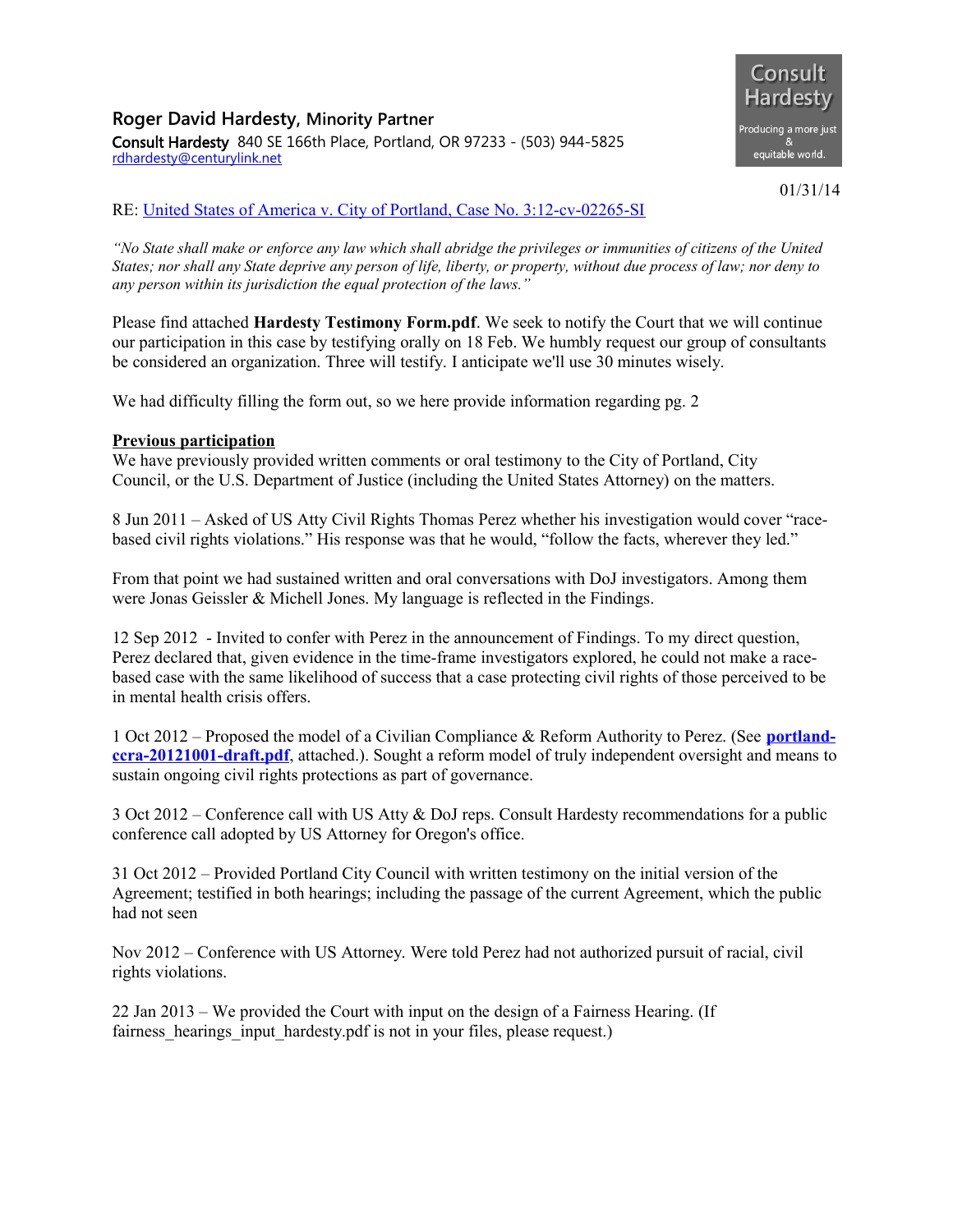## Roger David Hardesty, Minority Partner

**Consult Hardesty** 840 SE 166th Place, Portland, OR 97233 - (503) 944-5825
rdhardesty@centurylink.net

Consult Hardesty
Producing a more just & equitable world.

01/31/14

RE: United States of America v. City of Portland, Case No. 3:12-cv-02265-SI

*"No State shall make or enforce any law which shall abridge the privileges or immunities of citizens of the United States; nor shall any State deprive any person of life, liberty, or property, without due process of law; nor deny to any person within its jurisdiction the equal protection of the laws."*

Please find attached **Hardesty Testimony Form.pdf**. We seek to notify the Court that we will continue our participation in this case by testifying orally on 18 Feb. We humbly request our group of consultants be considered an organization. Three will testify. I anticipate we'll use 30 minutes wisely.

We had difficulty filling the form out, so we here provide information regarding pg. 2

**Previous participation**

We have previously provided written comments or oral testimony to the City of Portland, City Council, or the U.S. Department of Justice (including the United States Attorney) on the matters.

8 Jun 2011 – Asked of US Atty Civil Rights Thomas Perez whether his investigation would cover "race-based civil rights violations." His response was that he would, "follow the facts, wherever they led."

From that point we had sustained written and oral conversations with DoJ investigators. Among them were Jonas Geissler & Michell Jones. My language is reflected in the Findings.

12 Sep 2012 - Invited to confer with Perez in the announcement of Findings. To my direct question, Perez declared that, given evidence in the time-frame investigators explored, he could not make a race-based case with the same likelihood of success that a case protecting civil rights of those perceived to be in mental health crisis offers.

1 Oct 2012 – Proposed the model of a Civilian Compliance & Reform Authority to Perez. (See **portland-ccra-20121001-draft.pdf**, attached.). Sought a reform model of truly independent oversight and means to sustain ongoing civil rights protections as part of governance.

3 Oct 2012 – Conference call with US Atty & DoJ reps. Consult Hardesty recommendations for a public conference call adopted by US Attorney for Oregon's office.

31 Oct 2012 – Provided Portland City Council with written testimony on the initial version of the Agreement; testified in both hearings; including the passage of the current Agreement, which the public had not seen

Nov 2012 – Conference with US Attorney. Were told Perez had not authorized pursuit of racial, civil rights violations.

22 Jan 2013 – We provided the Court with input on the design of a Fairness Hearing. (If fairness_hearings_input_hardesty.pdf is not in your files, please request.)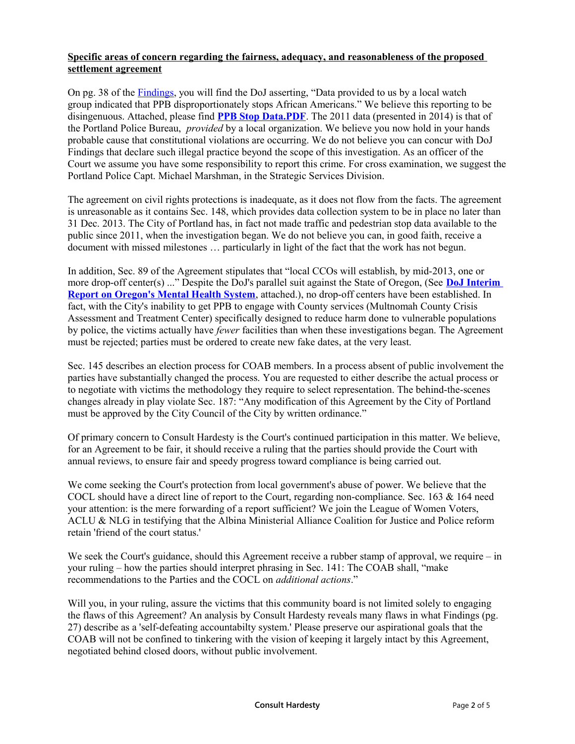**Specific areas of concern regarding the fairness, adequacy, and reasonableness of the proposed settlement agreement**

On pg. 38 of the Findings, you will find the DoJ asserting, "Data provided to us by a local watch group indicated that PPB disproportionately stops African Americans." We believe this reporting to be disingenuous. Attached, please find **PPB Stop Data.PDF**. The 2011 data (presented in 2014) is that of the Portland Police Bureau, *provided* by a local organization. We believe you now hold in your hands probable cause that constitutional violations are occurring. We do not believe you can concur with DoJ Findings that declare such illegal practice beyond the scope of this investigation. As an officer of the Court we assume you have some responsibility to report this crime. For cross examination, we suggest the Portland Police Capt. Michael Marshman, in the Strategic Services Division.

The agreement on civil rights protections is inadequate, as it does not flow from the facts. The agreement is unreasonable as it contains Sec. 148, which provides data collection system to be in place no later than 31 Dec. 2013. The City of Portland has, in fact not made traffic and pedestrian stop data available to the public since 2011, when the investigation began. We do not believe you can, in good faith, receive a document with missed milestones … particularly in light of the fact that the work has not begun.

In addition, Sec. 89 of the Agreement stipulates that "local CCOs will establish, by mid-2013, one or more drop-off center(s) ..." Despite the DoJ's parallel suit against the State of Oregon, (See **DoJ Interim Report on Oregon's Mental Health System**, attached.), no drop-off centers have been established. In fact, with the City's inability to get PPB to engage with County services (Multnomah County Crisis Assessment and Treatment Center) specifically designed to reduce harm done to vulnerable populations by police, the victims actually have *fewer* facilities than when these investigations began. The Agreement must be rejected; parties must be ordered to create new fake dates, at the very least.

Sec. 145 describes an election process for COAB members. In a process absent of public involvement the parties have substantially changed the process. You are requested to either describe the actual process or to negotiate with victims the methodology they require to select representation. The behind-the-scenes changes already in play violate Sec. 187: "Any modification of this Agreement by the City of Portland must be approved by the City Council of the City by written ordinance."

Of primary concern to Consult Hardesty is the Court's continued participation in this matter. We believe, for an Agreement to be fair, it should receive a ruling that the parties should provide the Court with annual reviews, to ensure fair and speedy progress toward compliance is being carried out.

We come seeking the Court's protection from local government's abuse of power. We believe that the COCL should have a direct line of report to the Court, regarding non-compliance. Sec. 163 & 164 need your attention: is the mere forwarding of a report sufficient? We join the League of Women Voters, ACLU & NLG in testifying that the Albina Ministerial Alliance Coalition for Justice and Police reform retain 'friend of the court status.'

We seek the Court's guidance, should this Agreement receive a rubber stamp of approval, we require – in your ruling – how the parties should interpret phrasing in Sec. 141: The COAB shall, "make recommendations to the Parties and the COCL on *additional actions*."

Will you, in your ruling, assure the victims that this community board is not limited solely to engaging the flaws of this Agreement? An analysis by Consult Hardesty reveals many flaws in what Findings (pg. 27) describe as a 'self-defeating accountabilty system.' Please preserve our aspirational goals that the COAB will not be confined to tinkering with the vision of keeping it largely intact by this Agreement, negotiated behind closed doors, without public involvement.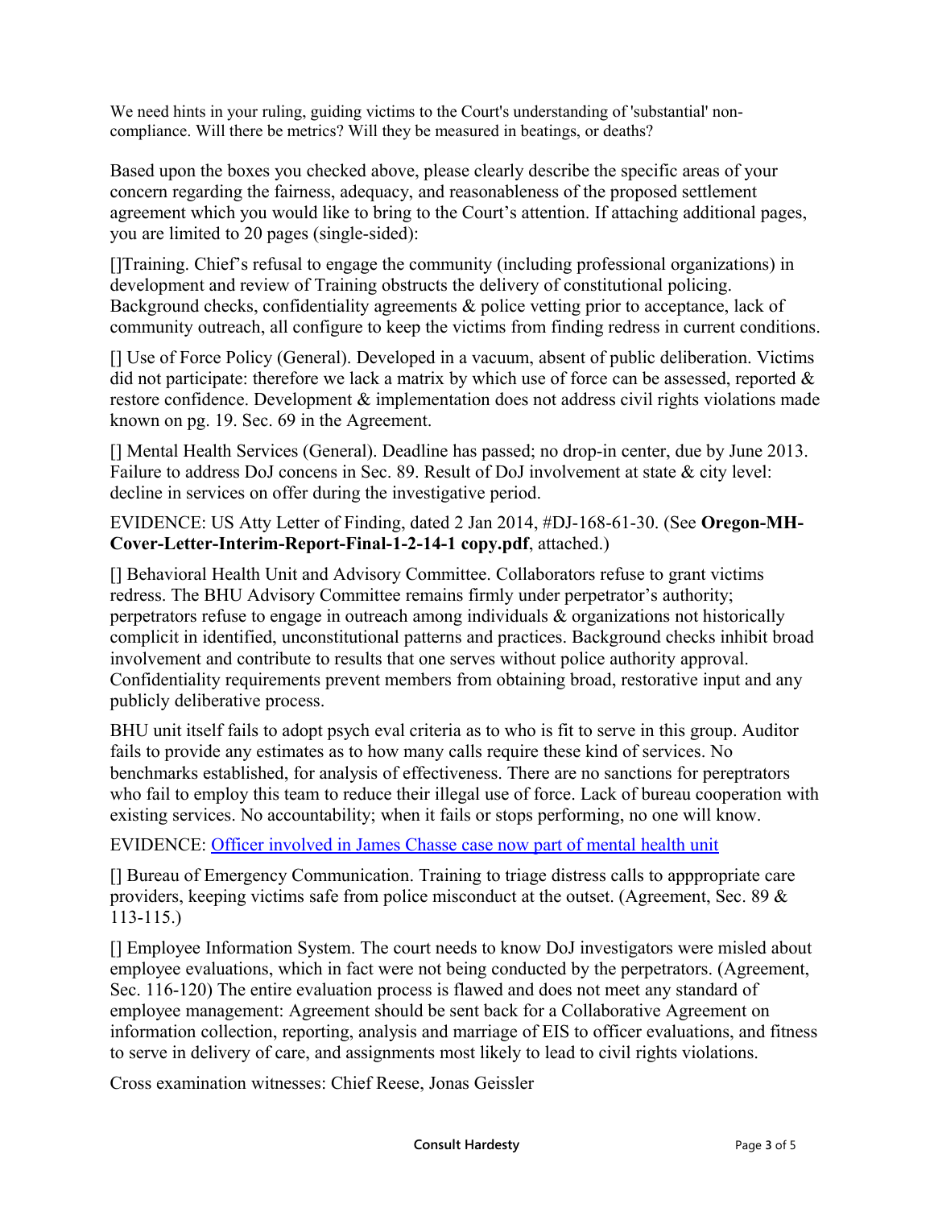We need hints in your ruling, guiding victims to the Court's understanding of 'substantial' non-compliance. Will there be metrics? Will they be measured in beatings, or deaths?

Based upon the boxes you checked above, please clearly describe the specific areas of your concern regarding the fairness, adequacy, and reasonableness of the proposed settlement agreement which you would like to bring to the Court's attention. If attaching additional pages, you are limited to 20 pages (single-sided):

[]Training. Chief's refusal to engage the community (including professional organizations) in development and review of Training obstructs the delivery of constitutional policing. Background checks, confidentiality agreements & police vetting prior to acceptance, lack of community outreach, all configure to keep the victims from finding redress in current conditions.

[] Use of Force Policy (General). Developed in a vacuum, absent of public deliberation. Victims did not participate: therefore we lack a matrix by which use of force can be assessed, reported & restore confidence. Development & implementation does not address civil rights violations made known on pg. 19. Sec. 69 in the Agreement.

[] Mental Health Services (General). Deadline has passed; no drop-in center, due by June 2013. Failure to address DoJ concens in Sec. 89. Result of DoJ involvement at state & city level: decline in services on offer during the investigative period.

EVIDENCE: US Atty Letter of Finding, dated 2 Jan 2014, #DJ-168-61-30. (See **Oregon-MH-Cover-Letter-Interim-Report-Final-1-2-14-1 copy.pdf**, attached.)

[] Behavioral Health Unit and Advisory Committee. Collaborators refuse to grant victims redress. The BHU Advisory Committee remains firmly under perpetrator's authority; perpetrators refuse to engage in outreach among individuals & organizations not historically complicit in identified, unconstitutional patterns and practices. Background checks inhibit broad involvement and contribute to results that one serves without police authority approval. Confidentiality requirements prevent members from obtaining broad, restorative input and any publicly deliberative process.

BHU unit itself fails to adopt psych eval criteria as to who is fit to serve in this group. Auditor fails to provide any estimates as to how many calls require these kind of services. No benchmarks established, for analysis of effectiveness. There are no sanctions for pereptrators who fail to employ this team to reduce their illegal use of force. Lack of bureau cooperation with existing services. No accountability; when it fails or stops performing, no one will know.

EVIDENCE: Officer involved in James Chasse case now part of mental health unit

[] Bureau of Emergency Communication. Training to triage distress calls to apppropriate care providers, keeping victims safe from police misconduct at the outset. (Agreement, Sec. 89 & 113-115.)

[] Employee Information System. The court needs to know DoJ investigators were misled about employee evaluations, which in fact were not being conducted by the perpetrators. (Agreement, Sec. 116-120) The entire evaluation process is flawed and does not meet any standard of employee management: Agreement should be sent back for a Collaborative Agreement on information collection, reporting, analysis and marriage of EIS to officer evaluations, and fitness to serve in delivery of care, and assignments most likely to lead to civil rights violations.

Cross examination witnesses: Chief Reese, Jonas Geissler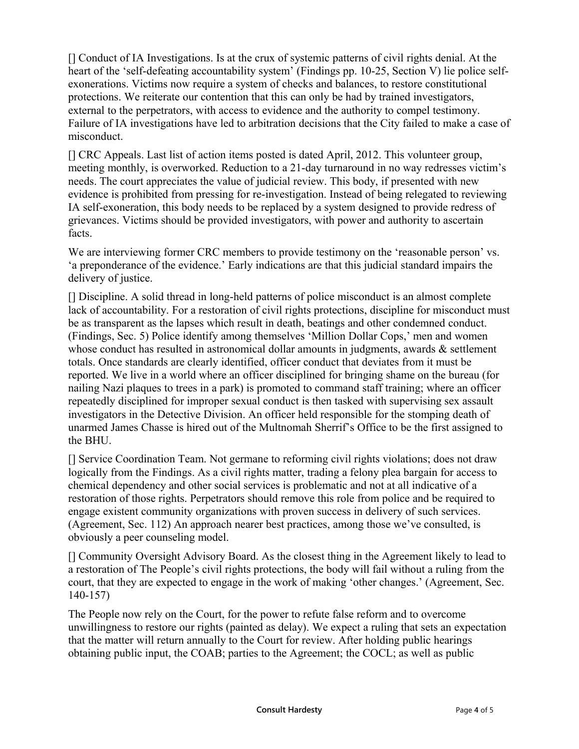[] Conduct of IA Investigations. Is at the crux of systemic patterns of civil rights denial. At the heart of the 'self-defeating accountability system' (Findings pp. 10-25, Section V) lie police self-exonerations. Victims now require a system of checks and balances, to restore constitutional protections. We reiterate our contention that this can only be had by trained investigators, external to the perpetrators, with access to evidence and the authority to compel testimony. Failure of IA investigations have led to arbitration decisions that the City failed to make a case of misconduct.

[] CRC Appeals. Last list of action items posted is dated April, 2012. This volunteer group, meeting monthly, is overworked. Reduction to a 21-day turnaround in no way redresses victim's needs. The court appreciates the value of judicial review. This body, if presented with new evidence is prohibited from pressing for re-investigation. Instead of being relegated to reviewing IA self-exoneration, this body needs to be replaced by a system designed to provide redress of grievances. Victims should be provided investigators, with power and authority to ascertain facts.

We are interviewing former CRC members to provide testimony on the 'reasonable person' vs. 'a preponderance of the evidence.' Early indications are that this judicial standard impairs the delivery of justice.

[] Discipline. A solid thread in long-held patterns of police misconduct is an almost complete lack of accountability. For a restoration of civil rights protections, discipline for misconduct must be as transparent as the lapses which result in death, beatings and other condemned conduct. (Findings, Sec. 5) Police identify among themselves 'Million Dollar Cops,' men and women whose conduct has resulted in astronomical dollar amounts in judgments, awards & settlement totals. Once standards are clearly identified, officer conduct that deviates from it must be reported. We live in a world where an officer disciplined for bringing shame on the bureau (for nailing Nazi plaques to trees in a park) is promoted to command staff training; where an officer repeatedly disciplined for improper sexual conduct is then tasked with supervising sex assault investigators in the Detective Division. An officer held responsible for the stomping death of unarmed James Chasse is hired out of the Multnomah Sherrif's Office to be the first assigned to the BHU.

[] Service Coordination Team. Not germane to reforming civil rights violations; does not draw logically from the Findings. As a civil rights matter, trading a felony plea bargain for access to chemical dependency and other social services is problematic and not at all indicative of a restoration of those rights. Perpetrators should remove this role from police and be required to engage existent community organizations with proven success in delivery of such services. (Agreement, Sec. 112) An approach nearer best practices, among those we've consulted, is obviously a peer counseling model.

[] Community Oversight Advisory Board. As the closest thing in the Agreement likely to lead to a restoration of The People's civil rights protections, the body will fail without a ruling from the court, that they are expected to engage in the work of making 'other changes.' (Agreement, Sec. 140-157)

The People now rely on the Court, for the power to refute false reform and to overcome unwillingness to restore our rights (painted as delay). We expect a ruling that sets an expectation that the matter will return annually to the Court for review. After holding public hearings obtaining public input, the COAB; parties to the Agreement; the COCL; as well as public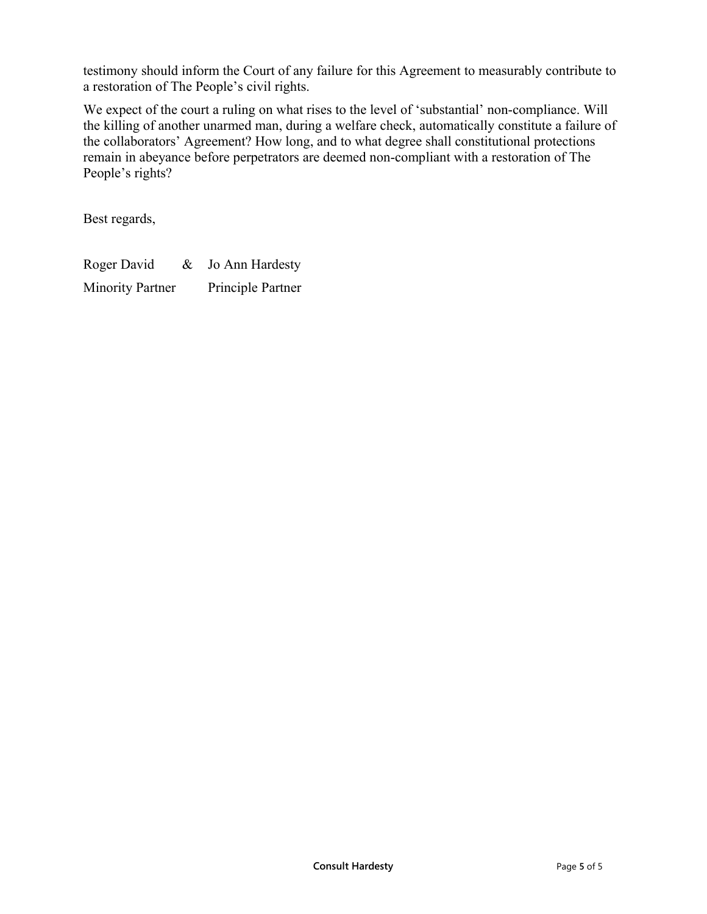testimony should inform the Court of any failure for this Agreement to measurably contribute to a restoration of The People's civil rights.

We expect of the court a ruling on what rises to the level of 'substantial' non-compliance. Will the killing of another unarmed man, during a welfare check, automatically constitute a failure of the collaborators' Agreement? How long, and to what degree shall constitutional protections remain in abeyance before perpetrators are deemed non-compliant with a restoration of The People's rights?

Best regards,

| | | |
|---|---|---|
| Roger David | & | Jo Ann Hardesty |
| Minority Partner | | Principle Partner |